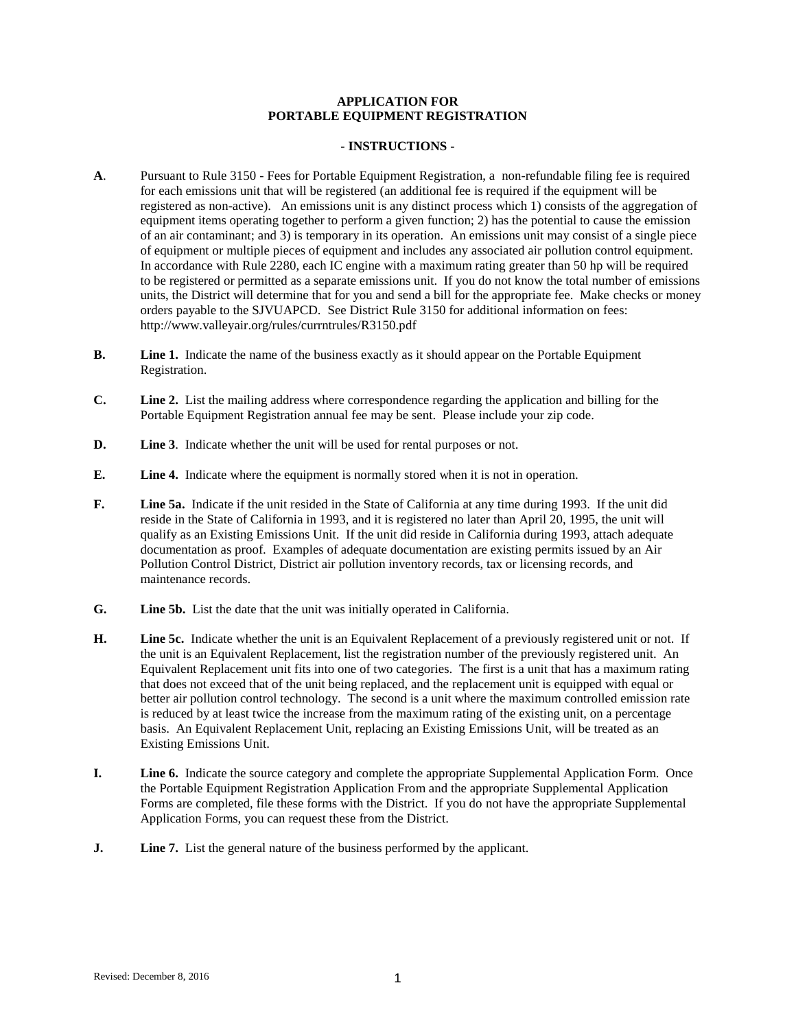# APPLICATION FOR PORTABLE EQUIPMENT REGISTRATION

## - INSTRUCTIONS -

**A**. Pursuant to Rule 3150 - Fees for Portable Equipment Registration, a non-refundable filing fee is required for each emissions unit that will be registered (an additional fee is required if the equipment will be registered as non-active). An emissions unit is any distinct process which 1) consists of the aggregation of equipment items operating together to perform a given function; 2) has the potential to cause the emission of an air contaminant; and 3) is temporary in its operation. An emissions unit may consist of a single piece of equipment or multiple pieces of equipment and includes any associated air pollution control equipment. In accordance with Rule 2280, each IC engine with a maximum rating greater than 50 hp will be required to be registered or permitted as a separate emissions unit. If you do not know the total number of emissions units, the District will determine that for you and send a bill for the appropriate fee. Make checks or money orders payable to the SJVUAPCD. See District Rule 3150 for additional information on fees: http://www.valleyair.org/rules/currntrules/R3150.pdf

**B.** **Line 1.** Indicate the name of the business exactly as it should appear on the Portable Equipment Registration.

**C.** **Line 2.** List the mailing address where correspondence regarding the application and billing for the Portable Equipment Registration annual fee may be sent. Please include your zip code.

**D.** **Line 3**. Indicate whether the unit will be used for rental purposes or not.

**E.** **Line 4.** Indicate where the equipment is normally stored when it is not in operation.

**F.** **Line 5a.** Indicate if the unit resided in the State of California at any time during 1993. If the unit did reside in the State of California in 1993, and it is registered no later than April 20, 1995, the unit will qualify as an Existing Emissions Unit. If the unit did reside in California during 1993, attach adequate documentation as proof. Examples of adequate documentation are existing permits issued by an Air Pollution Control District, District air pollution inventory records, tax or licensing records, and maintenance records.

**G.** **Line 5b.** List the date that the unit was initially operated in California.

**H.** **Line 5c.** Indicate whether the unit is an Equivalent Replacement of a previously registered unit or not. If the unit is an Equivalent Replacement, list the registration number of the previously registered unit. An Equivalent Replacement unit fits into one of two categories. The first is a unit that has a maximum rating that does not exceed that of the unit being replaced, and the replacement unit is equipped with equal or better air pollution control technology. The second is a unit where the maximum controlled emission rate is reduced by at least twice the increase from the maximum rating of the existing unit, on a percentage basis. An Equivalent Replacement Unit, replacing an Existing Emissions Unit, will be treated as an Existing Emissions Unit.

**I.** **Line 6.** Indicate the source category and complete the appropriate Supplemental Application Form. Once the Portable Equipment Registration Application From and the appropriate Supplemental Application Forms are completed, file these forms with the District. If you do not have the appropriate Supplemental Application Forms, you can request these from the District.

**J.** **Line 7.** List the general nature of the business performed by the applicant.

Revised: December 8, 2016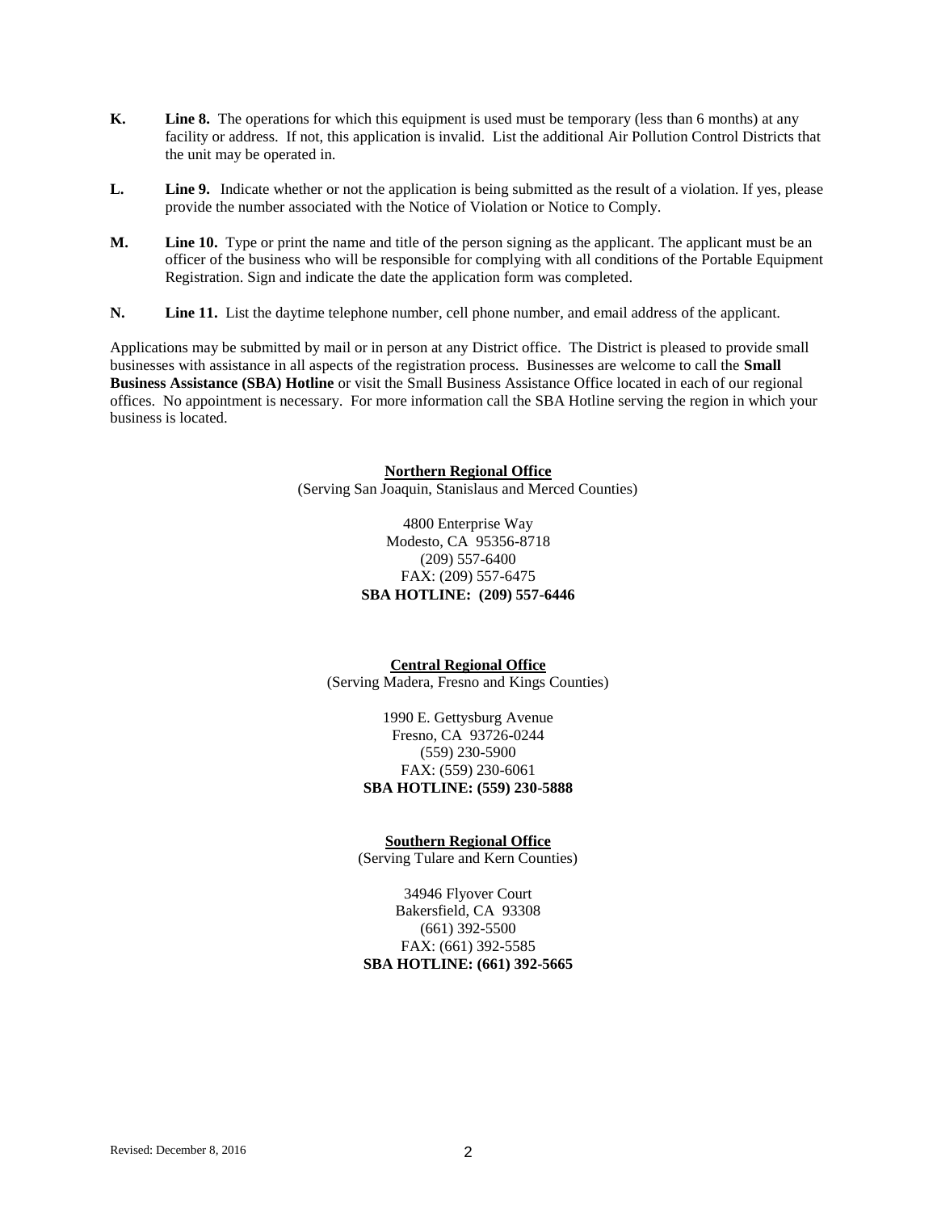**K.** **Line 8.** The operations for which this equipment is used must be temporary (less than 6 months) at any facility or address. If not, this application is invalid. List the additional Air Pollution Control Districts that the unit may be operated in.

**L.** **Line 9.** Indicate whether or not the application is being submitted as the result of a violation. If yes, please provide the number associated with the Notice of Violation or Notice to Comply.

**M.** **Line 10.** Type or print the name and title of the person signing as the applicant. The applicant must be an officer of the business who will be responsible for complying with all conditions of the Portable Equipment Registration. Sign and indicate the date the application form was completed.

**N.** **Line 11.** List the daytime telephone number, cell phone number, and email address of the applicant.

Applications may be submitted by mail or in person at any District office. The District is pleased to provide small businesses with assistance in all aspects of the registration process. Businesses are welcome to call the **Small Business Assistance (SBA) Hotline** or visit the Small Business Assistance Office located in each of our regional offices. No appointment is necessary. For more information call the SBA Hotline serving the region in which your business is located.

**Northern Regional Office**
(Serving San Joaquin, Stanislaus and Merced Counties)

4800 Enterprise Way
Modesto, CA 95356-8718
(209) 557-6400
FAX: (209) 557-6475
**SBA HOTLINE: (209) 557-6446**

**Central Regional Office**
(Serving Madera, Fresno and Kings Counties)

1990 E. Gettysburg Avenue
Fresno, CA 93726-0244
(559) 230-5900
FAX: (559) 230-6061
**SBA HOTLINE: (559) 230-5888**

**Southern Regional Office**
(Serving Tulare and Kern Counties)

34946 Flyover Court
Bakersfield, CA 93308
(661) 392-5500
FAX: (661) 392-5585
**SBA HOTLINE: (661) 392-5665**

Revised: December 8, 2016